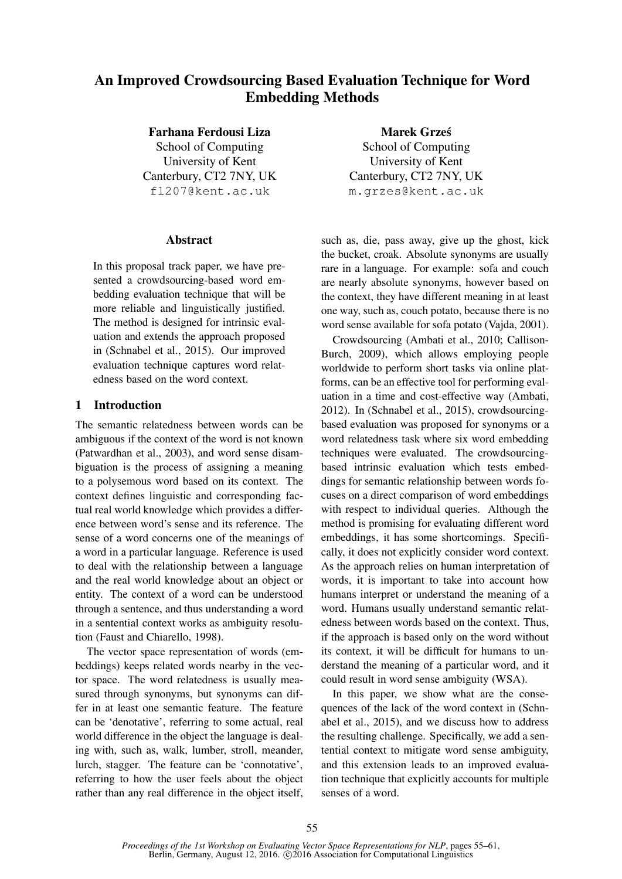# An Improved Crowdsourcing Based Evaluation Technique for Word Embedding Methods

**Farhana Ferdousi Liza**
School of Computing
University of Kent
Canterbury, CT2 7NY, UK
fl207@kent.ac.uk

**Marek Grześ**
School of Computing
University of Kent
Canterbury, CT2 7NY, UK
m.grzes@kent.ac.uk

## Abstract

In this proposal track paper, we have presented a crowdsourcing-based word embedding evaluation technique that will be more reliable and linguistically justified. The method is designed for intrinsic evaluation and extends the approach proposed in (Schnabel et al., 2015). Our improved evaluation technique captures word relatedness based on the word context.

## 1 Introduction

The semantic relatedness between words can be ambiguous if the context of the word is not known (Patwardhan et al., 2003), and word sense disambiguation is the process of assigning a meaning to a polysemous word based on its context. The context defines linguistic and corresponding factual real world knowledge which provides a difference between word's sense and its reference. The sense of a word concerns one of the meanings of a word in a particular language. Reference is used to deal with the relationship between a language and the real world knowledge about an object or entity. The context of a word can be understood through a sentence, and thus understanding a word in a sentential context works as ambiguity resolution (Faust and Chiarello, 1998).

The vector space representation of words (embeddings) keeps related words nearby in the vector space. The word relatedness is usually measured through synonyms, but synonyms can differ in at least one semantic feature. The feature can be 'denotative', referring to some actual, real world difference in the object the language is dealing with, such as, walk, lumber, stroll, meander, lurch, stagger. The feature can be 'connotative', referring to how the user feels about the object rather than any real difference in the object itself, such as, die, pass away, give up the ghost, kick the bucket, croak. Absolute synonyms are usually rare in a language. For example: sofa and couch are nearly absolute synonyms, however based on the context, they have different meaning in at least one way, such as, couch potato, because there is no word sense available for sofa potato (Vajda, 2001).

Crowdsourcing (Ambati et al., 2010; Callison-Burch, 2009), which allows employing people worldwide to perform short tasks via online platforms, can be an effective tool for performing evaluation in a time and cost-effective way (Ambati, 2012). In (Schnabel et al., 2015), crowdsourcing-based evaluation was proposed for synonyms or a word relatedness task where six word embedding techniques were evaluated. The crowdsourcing-based intrinsic evaluation which tests embeddings for semantic relationship between words focuses on a direct comparison of word embeddings with respect to individual queries. Although the method is promising for evaluating different word embeddings, it has some shortcomings. Specifically, it does not explicitly consider word context. As the approach relies on human interpretation of words, it is important to take into account how humans interpret or understand the meaning of a word. Humans usually understand semantic relatedness between words based on the context. Thus, if the approach is based only on the word without its context, it will be difficult for humans to understand the meaning of a particular word, and it could result in word sense ambiguity (WSA).

In this paper, we show what are the consequences of the lack of the word context in (Schnabel et al., 2015), and we discuss how to address the resulting challenge. Specifically, we add a sentential context to mitigate word sense ambiguity, and this extension leads to an improved evaluation technique that explicitly accounts for multiple senses of a word.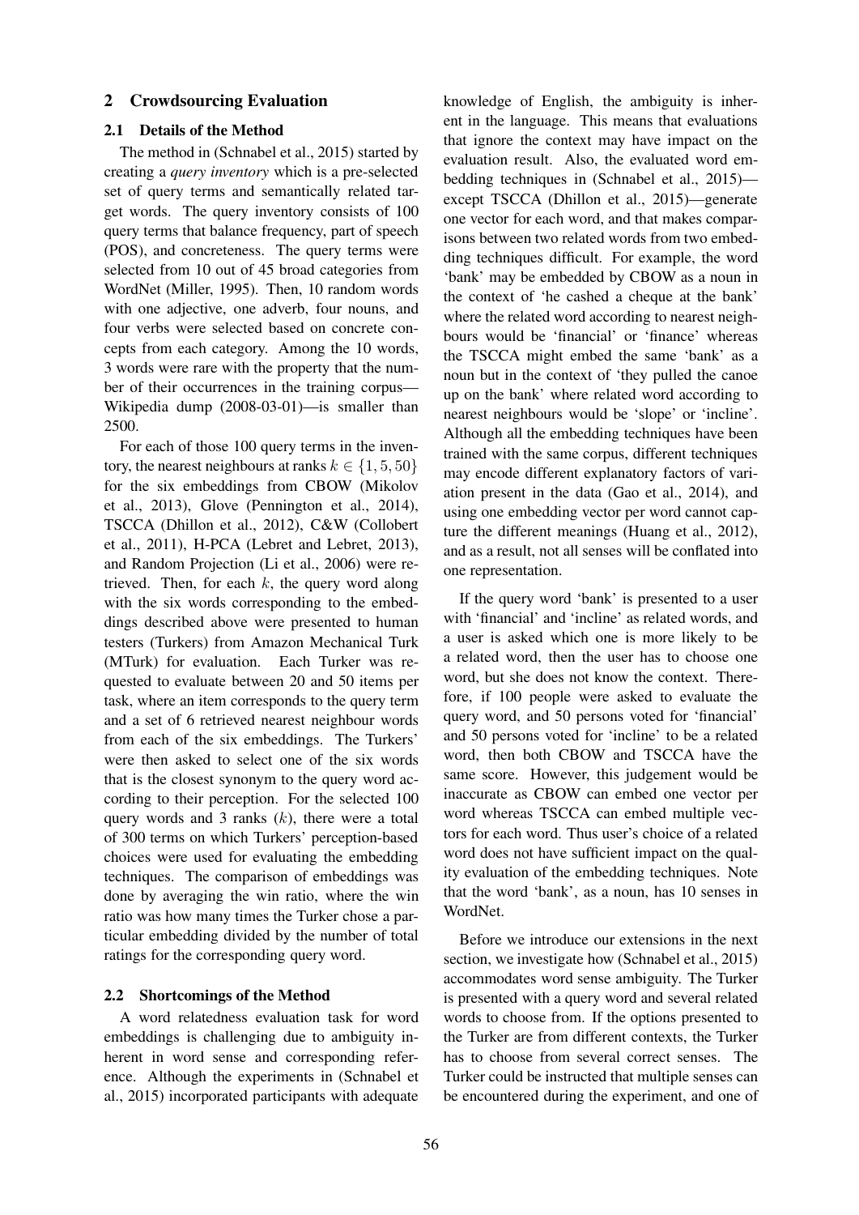## 2 Crowdsourcing Evaluation

### 2.1 Details of the Method

The method in (Schnabel et al., 2015) started by creating a *query inventory* which is a pre-selected set of query terms and semantically related target words. The query inventory consists of 100 query terms that balance frequency, part of speech (POS), and concreteness. The query terms were selected from 10 out of 45 broad categories from WordNet (Miller, 1995). Then, 10 random words with one adjective, one adverb, four nouns, and four verbs were selected based on concrete concepts from each category. Among the 10 words, 3 words were rare with the property that the number of their occurrences in the training corpus—Wikipedia dump (2008-03-01)—is smaller than 2500.

For each of those 100 query terms in the inventory, the nearest neighbours at ranks $k \in \{1, 5, 50\}$ for the six embeddings from CBOW (Mikolov et al., 2013), Glove (Pennington et al., 2014), TSCCA (Dhillon et al., 2012), C&W (Collobert et al., 2011), H-PCA (Lebret and Lebret, 2013), and Random Projection (Li et al., 2006) were retrieved. Then, for each $k$, the query word along with the six words corresponding to the embeddings described above were presented to human testers (Turkers) from Amazon Mechanical Turk (MTurk) for evaluation. Each Turker was requested to evaluate between 20 and 50 items per task, where an item corresponds to the query term and a set of 6 retrieved nearest neighbour words from each of the six embeddings. The Turkers' were then asked to select one of the six words that is the closest synonym to the query word according to their perception. For the selected 100 query words and 3 ranks ($k$), there were a total of 300 terms on which Turkers' perception-based choices were used for evaluating the embedding techniques. The comparison of embeddings was done by averaging the win ratio, where the win ratio was how many times the Turker chose a particular embedding divided by the number of total ratings for the corresponding query word.

### 2.2 Shortcomings of the Method

A word relatedness evaluation task for word embeddings is challenging due to ambiguity inherent in word sense and corresponding reference. Although the experiments in (Schnabel et al., 2015) incorporated participants with adequate knowledge of English, the ambiguity is inherent in the language. This means that evaluations that ignore the context may have impact on the evaluation result. Also, the evaluated word embedding techniques in (Schnabel et al., 2015)—except TSCCA (Dhillon et al., 2015)—generate one vector for each word, and that makes comparisons between two related words from two embedding techniques difficult. For example, the word 'bank' may be embedded by CBOW as a noun in the context of 'he cashed a cheque at the bank' where the related word according to nearest neighbours would be 'financial' or 'finance' whereas the TSCCA might embed the same 'bank' as a noun but in the context of 'they pulled the canoe up on the bank' where related word according to nearest neighbours would be 'slope' or 'incline'. Although all the embedding techniques have been trained with the same corpus, different techniques may encode different explanatory factors of variation present in the data (Gao et al., 2014), and using one embedding vector per word cannot capture the different meanings (Huang et al., 2012), and as a result, not all senses will be conflated into one representation.

If the query word 'bank' is presented to a user with 'financial' and 'incline' as related words, and a user is asked which one is more likely to be a related word, then the user has to choose one word, but she does not know the context. Therefore, if 100 people were asked to evaluate the query word, and 50 persons voted for 'financial' and 50 persons voted for 'incline' to be a related word, then both CBOW and TSCCA have the same score. However, this judgement would be inaccurate as CBOW can embed one vector per word whereas TSCCA can embed multiple vectors for each word. Thus user's choice of a related word does not have sufficient impact on the quality evaluation of the embedding techniques. Note that the word 'bank', as a noun, has 10 senses in WordNet.

Before we introduce our extensions in the next section, we investigate how (Schnabel et al., 2015) accommodates word sense ambiguity. The Turker is presented with a query word and several related words to choose from. If the options presented to the Turker are from different contexts, the Turker has to choose from several correct senses. The Turker could be instructed that multiple senses can be encountered during the experiment, and one of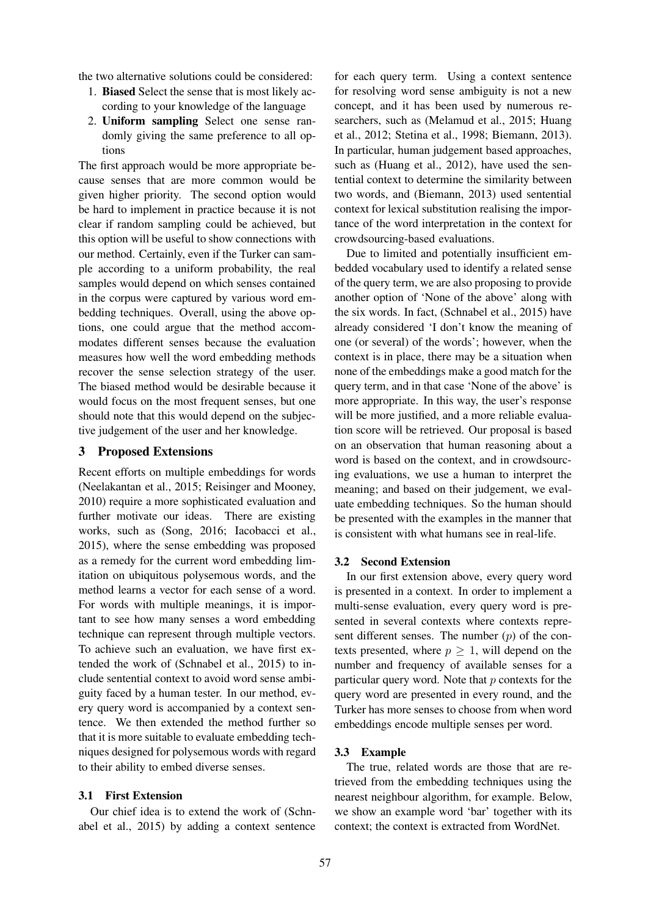the two alternative solutions could be considered:

1. **Biased** Select the sense that is most likely according to your knowledge of the language
2. **Uniform sampling** Select one sense randomly giving the same preference to all options

The first approach would be more appropriate because senses that are more common would be given higher priority. The second option would be hard to implement in practice because it is not clear if random sampling could be achieved, but this option will be useful to show connections with our method. Certainly, even if the Turker can sample according to a uniform probability, the real samples would depend on which senses contained in the corpus were captured by various word embedding techniques. Overall, using the above options, one could argue that the method accommodates different senses because the evaluation measures how well the word embedding methods recover the sense selection strategy of the user. The biased method would be desirable because it would focus on the most frequent senses, but one should note that this would depend on the subjective judgement of the user and her knowledge.

## 3 Proposed Extensions

Recent efforts on multiple embeddings for words (Neelakantan et al., 2015; Reisinger and Mooney, 2010) require a more sophisticated evaluation and further motivate our ideas. There are existing works, such as (Song, 2016; Iacobacci et al., 2015), where the sense embedding was proposed as a remedy for the current word embedding limitation on ubiquitous polysemous words, and the method learns a vector for each sense of a word. For words with multiple meanings, it is important to see how many senses a word embedding technique can represent through multiple vectors. To achieve such an evaluation, we have first extended the work of (Schnabel et al., 2015) to include sentential context to avoid word sense ambiguity faced by a human tester. In our method, every query word is accompanied by a context sentence. We then extended the method further so that it is more suitable to evaluate embedding techniques designed for polysemous words with regard to their ability to embed diverse senses.

### 3.1 First Extension

Our chief idea is to extend the work of (Schnabel et al., 2015) by adding a context sentence for each query term. Using a context sentence for resolving word sense ambiguity is not a new concept, and it has been used by numerous researchers, such as (Melamud et al., 2015; Huang et al., 2012; Stetina et al., 1998; Biemann, 2013). In particular, human judgement based approaches, such as (Huang et al., 2012), have used the sentential context to determine the similarity between two words, and (Biemann, 2013) used sentential context for lexical substitution realising the importance of the word interpretation in the context for crowdsourcing-based evaluations.

Due to limited and potentially insufficient embedded vocabulary used to identify a related sense of the query term, we are also proposing to provide another option of 'None of the above' along with the six words. In fact, (Schnabel et al., 2015) have already considered 'I don't know the meaning of one (or several) of the words'; however, when the context is in place, there may be a situation when none of the embeddings make a good match for the query term, and in that case 'None of the above' is more appropriate. In this way, the user's response will be more justified, and a more reliable evaluation score will be retrieved. Our proposal is based on an observation that human reasoning about a word is based on the context, and in crowdsourcing evaluations, we use a human to interpret the meaning; and based on their judgement, we evaluate embedding techniques. So the human should be presented with the examples in the manner that is consistent with what humans see in real-life.

### 3.2 Second Extension

In our first extension above, every query word is presented in a context. In order to implement a multi-sense evaluation, every query word is presented in several contexts where contexts represent different senses. The number ($p$) of the contexts presented, where $p \geq 1$, will depend on the number and frequency of available senses for a particular query word. Note that $p$ contexts for the query word are presented in every round, and the Turker has more senses to choose from when word embeddings encode multiple senses per word.

### 3.3 Example

The true, related words are those that are retrieved from the embedding techniques using the nearest neighbour algorithm, for example. Below, we show an example word 'bar' together with its context; the context is extracted from WordNet.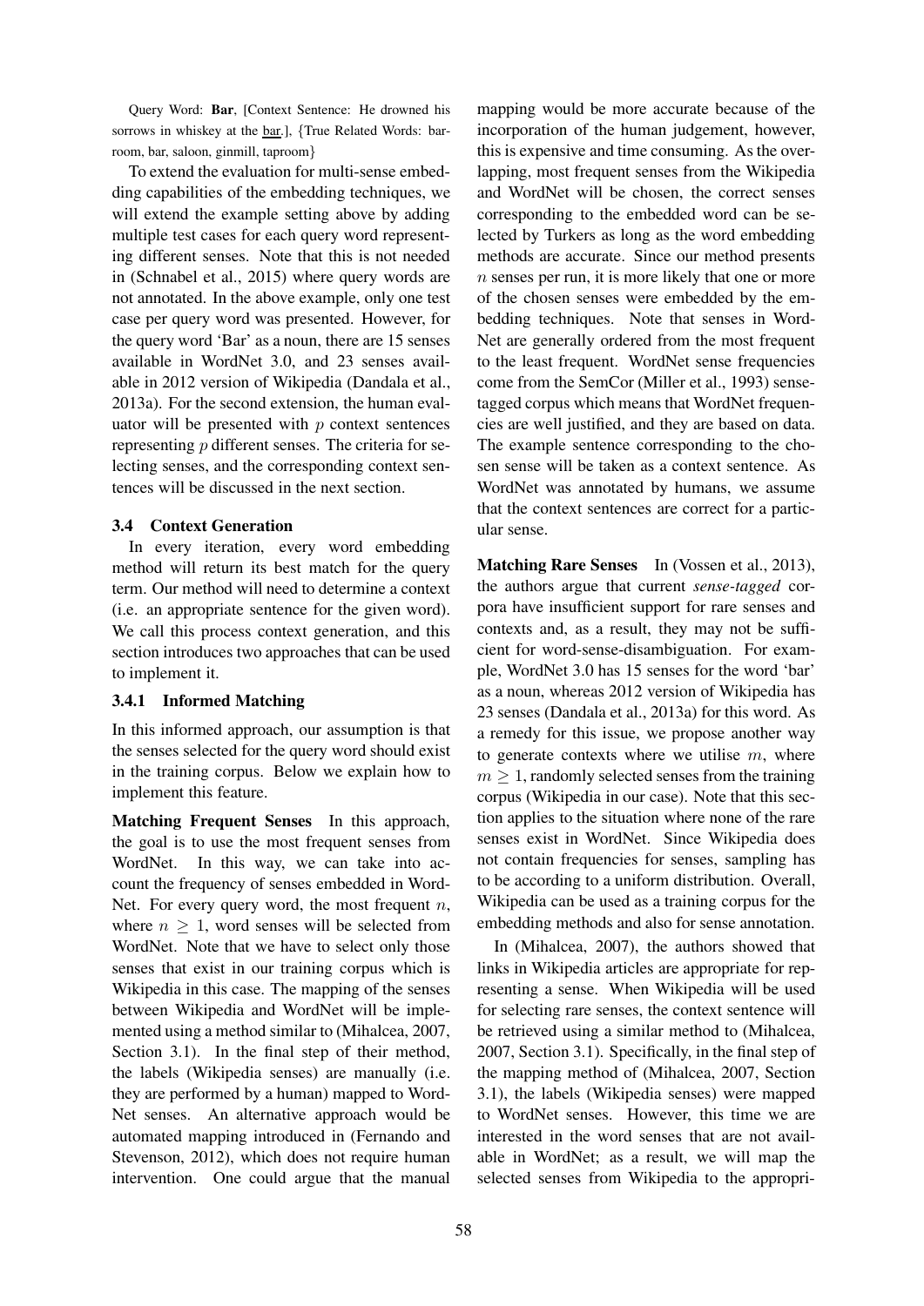Query Word: **Bar**, [Context Sentence: He drowned his sorrows in whiskey at the bar.], {True Related Words: barroom, bar, saloon, ginmill, taproom}

To extend the evaluation for multi-sense embedding capabilities of the embedding techniques, we will extend the example setting above by adding multiple test cases for each query word representing different senses. Note that this is not needed in (Schnabel et al., 2015) where query words are not annotated. In the above example, only one test case per query word was presented. However, for the query word 'Bar' as a noun, there are 15 senses available in WordNet 3.0, and 23 senses available in 2012 version of Wikipedia (Dandala et al., 2013a). For the second extension, the human evaluator will be presented with $p$ context sentences representing $p$ different senses. The criteria for selecting senses, and the corresponding context sentences will be discussed in the next section.

### 3.4 Context Generation

In every iteration, every word embedding method will return its best match for the query term. Our method will need to determine a context (i.e. an appropriate sentence for the given word). We call this process context generation, and this section introduces two approaches that can be used to implement it.

#### 3.4.1 Informed Matching

In this informed approach, our assumption is that the senses selected for the query word should exist in the training corpus. Below we explain how to implement this feature.

**Matching Frequent Senses** In this approach, the goal is to use the most frequent senses from WordNet. In this way, we can take into account the frequency of senses embedded in WordNet. For every query word, the most frequent $n$, where $n \geq 1$, word senses will be selected from WordNet. Note that we have to select only those senses that exist in our training corpus which is Wikipedia in this case. The mapping of the senses between Wikipedia and WordNet will be implemented using a method similar to (Mihalcea, 2007, Section 3.1). In the final step of their method, the labels (Wikipedia senses) are manually (i.e. they are performed by a human) mapped to WordNet senses. An alternative approach would be automated mapping introduced in (Fernando and Stevenson, 2012), which does not require human intervention. One could argue that the manual mapping would be more accurate because of the incorporation of the human judgement, however, this is expensive and time consuming. As the overlapping, most frequent senses from the Wikipedia and WordNet will be chosen, the correct senses corresponding to the embedded word can be selected by Turkers as long as the word embedding methods are accurate. Since our method presents $n$ senses per run, it is more likely that one or more of the chosen senses were embedded by the embedding techniques. Note that senses in WordNet are generally ordered from the most frequent to the least frequent. WordNet sense frequencies come from the SemCor (Miller et al., 1993) sense-tagged corpus which means that WordNet frequencies are well justified, and they are based on data. The example sentence corresponding to the chosen sense will be taken as a context sentence. As WordNet was annotated by humans, we assume that the context sentences are correct for a particular sense.

**Matching Rare Senses** In (Vossen et al., 2013), the authors argue that current *sense-tagged* corpora have insufficient support for rare senses and contexts and, as a result, they may not be sufficient for word-sense-disambiguation. For example, WordNet 3.0 has 15 senses for the word 'bar' as a noun, whereas 2012 version of Wikipedia has 23 senses (Dandala et al., 2013a) for this word. As a remedy for this issue, we propose another way to generate contexts where we utilise $m$, where $m \geq 1$, randomly selected senses from the training corpus (Wikipedia in our case). Note that this section applies to the situation where none of the rare senses exist in WordNet. Since Wikipedia does not contain frequencies for senses, sampling has to be according to a uniform distribution. Overall, Wikipedia can be used as a training corpus for the embedding methods and also for sense annotation.

In (Mihalcea, 2007), the authors showed that links in Wikipedia articles are appropriate for representing a sense. When Wikipedia will be used for selecting rare senses, the context sentence will be retrieved using a similar method to (Mihalcea, 2007, Section 3.1). Specifically, in the final step of the mapping method of (Mihalcea, 2007, Section 3.1), the labels (Wikipedia senses) were mapped to WordNet senses. However, this time we are interested in the word senses that are not available in WordNet; as a result, we will map the selected senses from Wikipedia to the appropri-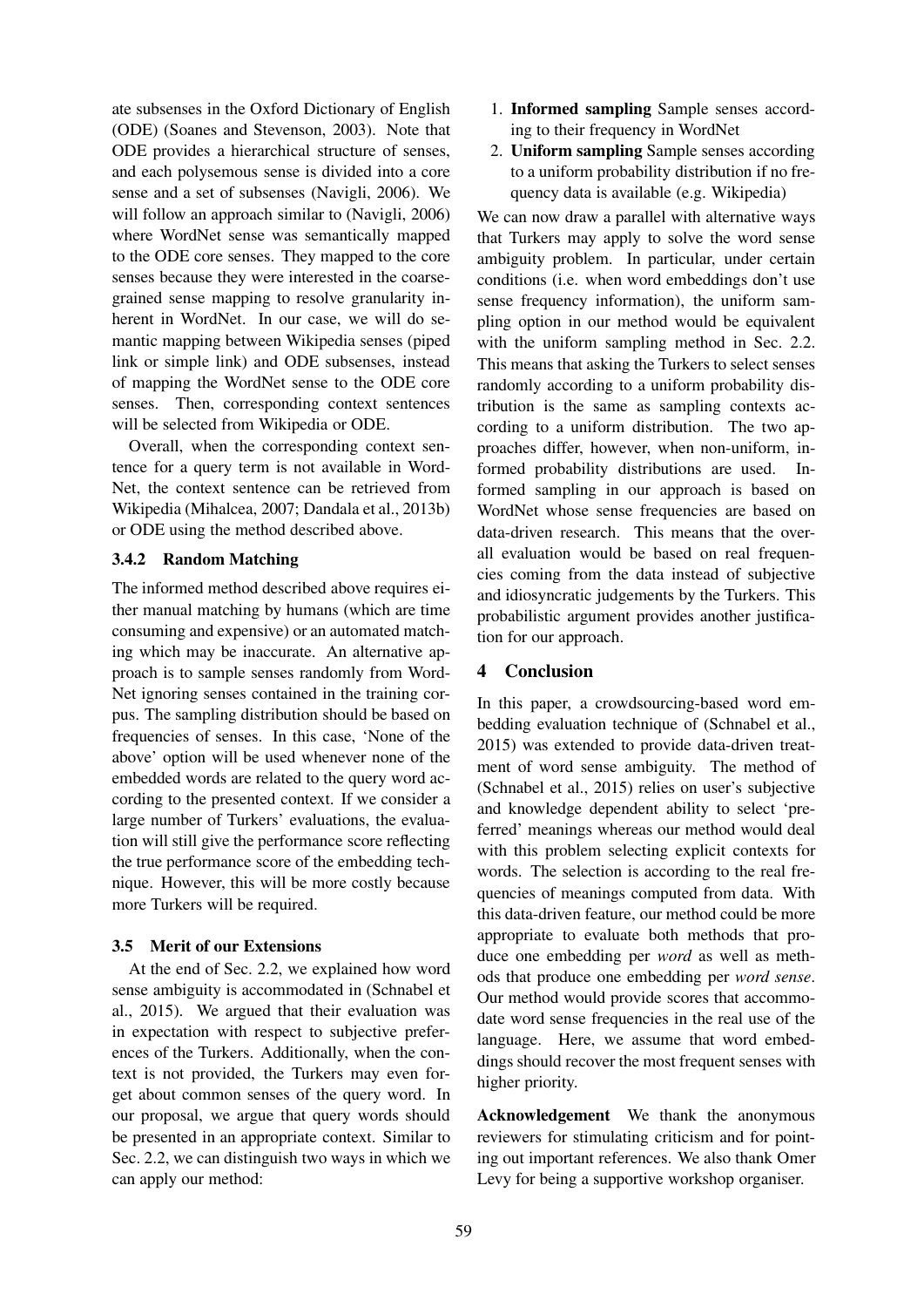ate subsenses in the Oxford Dictionary of English (ODE) (Soanes and Stevenson, 2003). Note that ODE provides a hierarchical structure of senses, and each polysemous sense is divided into a core sense and a set of subsenses (Navigli, 2006). We will follow an approach similar to (Navigli, 2006) where WordNet sense was semantically mapped to the ODE core senses. They mapped to the core senses because they were interested in the coarse-grained sense mapping to resolve granularity inherent in WordNet. In our case, we will do semantic mapping between Wikipedia senses (piped link or simple link) and ODE subsenses, instead of mapping the WordNet sense to the ODE core senses. Then, corresponding context sentences will be selected from Wikipedia or ODE.

Overall, when the corresponding context sentence for a query term is not available in WordNet, the context sentence can be retrieved from Wikipedia (Mihalcea, 2007; Dandala et al., 2013b) or ODE using the method described above.

### 3.4.2 Random Matching

The informed method described above requires either manual matching by humans (which are time consuming and expensive) or an automated matching which may be inaccurate. An alternative approach is to sample senses randomly from WordNet ignoring senses contained in the training corpus. The sampling distribution should be based on frequencies of senses. In this case, 'None of the above' option will be used whenever none of the embedded words are related to the query word according to the presented context. If we consider a large number of Turkers' evaluations, the evaluation will still give the performance score reflecting the true performance score of the embedding technique. However, this will be more costly because more Turkers will be required.

## 3.5 Merit of our Extensions

At the end of Sec. 2.2, we explained how word sense ambiguity is accommodated in (Schnabel et al., 2015). We argued that their evaluation was in expectation with respect to subjective preferences of the Turkers. Additionally, when the context is not provided, the Turkers may even forget about common senses of the query word. In our proposal, we argue that query words should be presented in an appropriate context. Similar to Sec. 2.2, we can distinguish two ways in which we can apply our method:

1. **Informed sampling** Sample senses according to their frequency in WordNet
2. **Uniform sampling** Sample senses according to a uniform probability distribution if no frequency data is available (e.g. Wikipedia)

We can now draw a parallel with alternative ways that Turkers may apply to solve the word sense ambiguity problem. In particular, under certain conditions (i.e. when word embeddings don't use sense frequency information), the uniform sampling option in our method would be equivalent with the uniform sampling method in Sec. 2.2. This means that asking the Turkers to select senses randomly according to a uniform probability distribution is the same as sampling contexts according to a uniform distribution. The two approaches differ, however, when non-uniform, informed probability distributions are used. Informed sampling in our approach is based on WordNet whose sense frequencies are based on data-driven research. This means that the overall evaluation would be based on real frequencies coming from the data instead of subjective and idiosyncratic judgements by the Turkers. This probabilistic argument provides another justification for our approach.

# 4 Conclusion

In this paper, a crowdsourcing-based word embedding evaluation technique of (Schnabel et al., 2015) was extended to provide data-driven treatment of word sense ambiguity. The method of (Schnabel et al., 2015) relies on user's subjective and knowledge dependent ability to select 'preferred' meanings whereas our method would deal with this problem selecting explicit contexts for words. The selection is according to the real frequencies of meanings computed from data. With this data-driven feature, our method could be more appropriate to evaluate both methods that produce one embedding per *word* as well as methods that produce one embedding per *word sense*. Our method would provide scores that accommodate word sense frequencies in the real use of the language. Here, we assume that word embeddings should recover the most frequent senses with higher priority.

**Acknowledgement** We thank the anonymous reviewers for stimulating criticism and for pointing out important references. We also thank Omer Levy for being a supportive workshop organiser.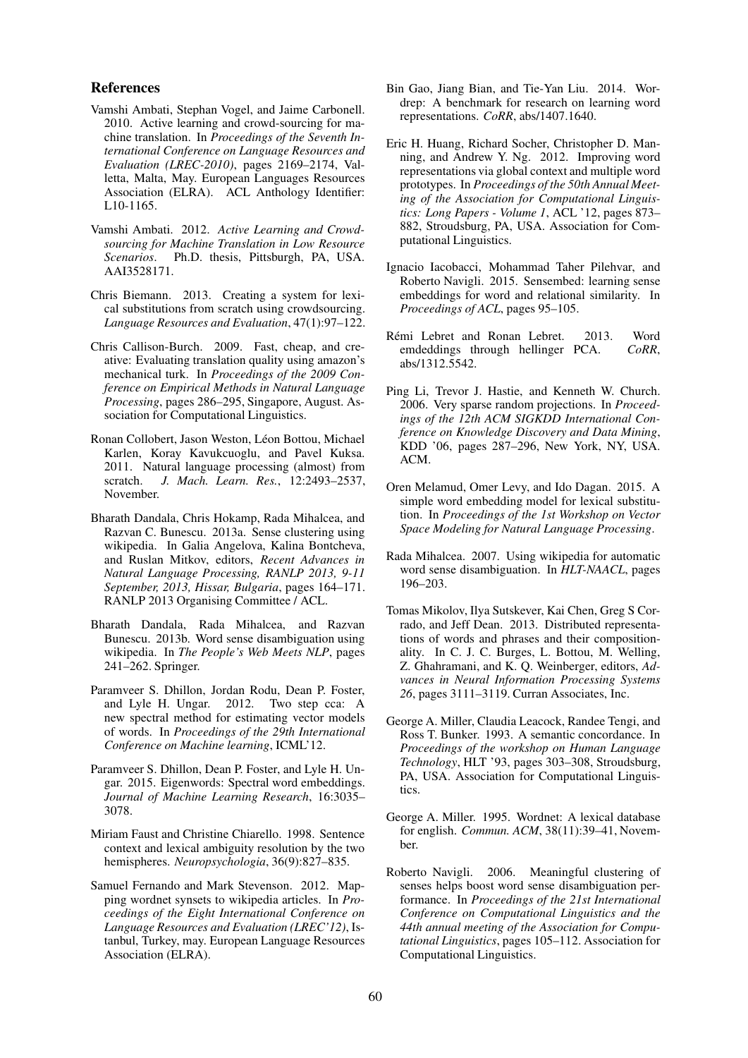## References

Vamshi Ambati, Stephan Vogel, and Jaime Carbonell. 2010. Active learning and crowd-sourcing for machine translation. In *Proceedings of the Seventh International Conference on Language Resources and Evaluation (LREC-2010)*, pages 2169–2174, Valletta, Malta, May. European Languages Resources Association (ELRA). ACL Anthology Identifier: L10-1165.

Vamshi Ambati. 2012. *Active Learning and Crowdsourcing for Machine Translation in Low Resource Scenarios*. Ph.D. thesis, Pittsburgh, PA, USA. AAI3528171.

Chris Biemann. 2013. Creating a system for lexical substitutions from scratch using crowdsourcing. *Language Resources and Evaluation*, 47(1):97–122.

Chris Callison-Burch. 2009. Fast, cheap, and creative: Evaluating translation quality using amazon's mechanical turk. In *Proceedings of the 2009 Conference on Empirical Methods in Natural Language Processing*, pages 286–295, Singapore, August. Association for Computational Linguistics.

Ronan Collobert, Jason Weston, Léon Bottou, Michael Karlen, Koray Kavukcuoglu, and Pavel Kuksa. 2011. Natural language processing (almost) from scratch. *J. Mach. Learn. Res.*, 12:2493–2537, November.

Bharath Dandala, Chris Hokamp, Rada Mihalcea, and Razvan C. Bunescu. 2013a. Sense clustering using wikipedia. In Galia Angelova, Kalina Bontcheva, and Ruslan Mitkov, editors, *Recent Advances in Natural Language Processing, RANLP 2013, 9-11 September, 2013, Hissar, Bulgaria*, pages 164–171. RANLP 2013 Organising Committee / ACL.

Bharath Dandala, Rada Mihalcea, and Razvan Bunescu. 2013b. Word sense disambiguation using wikipedia. In *The People's Web Meets NLP*, pages 241–262. Springer.

Paramveer S. Dhillon, Jordan Rodu, Dean P. Foster, and Lyle H. Ungar. 2012. Two step cca: A new spectral method for estimating vector models of words. In *Proceedings of the 29th International Conference on Machine learning*, ICML'12.

Paramveer S. Dhillon, Dean P. Foster, and Lyle H. Ungar. 2015. Eigenwords: Spectral word embeddings. *Journal of Machine Learning Research*, 16:3035–3078.

Miriam Faust and Christine Chiarello. 1998. Sentence context and lexical ambiguity resolution by the two hemispheres. *Neuropsychologia*, 36(9):827–835.

Samuel Fernando and Mark Stevenson. 2012. Mapping wordnet synsets to wikipedia articles. In *Proceedings of the Eight International Conference on Language Resources and Evaluation (LREC'12)*, Istanbul, Turkey, may. European Language Resources Association (ELRA).

Bin Gao, Jiang Bian, and Tie-Yan Liu. 2014. Wordrep: A benchmark for research on learning word representations. *CoRR*, abs/1407.1640.

Eric H. Huang, Richard Socher, Christopher D. Manning, and Andrew Y. Ng. 2012. Improving word representations via global context and multiple word prototypes. In *Proceedings of the 50th Annual Meeting of the Association for Computational Linguistics: Long Papers - Volume 1*, ACL '12, pages 873–882, Stroudsburg, PA, USA. Association for Computational Linguistics.

Ignacio Iacobacci, Mohammad Taher Pilehvar, and Roberto Navigli. 2015. Sensembed: learning sense embeddings for word and relational similarity. In *Proceedings of ACL*, pages 95–105.

Rémi Lebret and Ronan Lebret. 2013. Word emdeddings through hellinger PCA. *CoRR*, abs/1312.5542.

Ping Li, Trevor J. Hastie, and Kenneth W. Church. 2006. Very sparse random projections. In *Proceedings of the 12th ACM SIGKDD International Conference on Knowledge Discovery and Data Mining*, KDD '06, pages 287–296, New York, NY, USA. ACM.

Oren Melamud, Omer Levy, and Ido Dagan. 2015. A simple word embedding model for lexical substitution. In *Proceedings of the 1st Workshop on Vector Space Modeling for Natural Language Processing*.

Rada Mihalcea. 2007. Using wikipedia for automatic word sense disambiguation. In *HLT-NAACL*, pages 196–203.

Tomas Mikolov, Ilya Sutskever, Kai Chen, Greg S Corrado, and Jeff Dean. 2013. Distributed representations of words and phrases and their compositionality. In C. J. C. Burges, L. Bottou, M. Welling, Z. Ghahramani, and K. Q. Weinberger, editors, *Advances in Neural Information Processing Systems 26*, pages 3111–3119. Curran Associates, Inc.

George A. Miller, Claudia Leacock, Randee Tengi, and Ross T. Bunker. 1993. A semantic concordance. In *Proceedings of the workshop on Human Language Technology*, HLT '93, pages 303–308, Stroudsburg, PA, USA. Association for Computational Linguistics.

George A. Miller. 1995. Wordnet: A lexical database for english. *Commun. ACM*, 38(11):39–41, November.

Roberto Navigli. 2006. Meaningful clustering of senses helps boost word sense disambiguation performance. In *Proceedings of the 21st International Conference on Computational Linguistics and the 44th annual meeting of the Association for Computational Linguistics*, pages 105–112. Association for Computational Linguistics.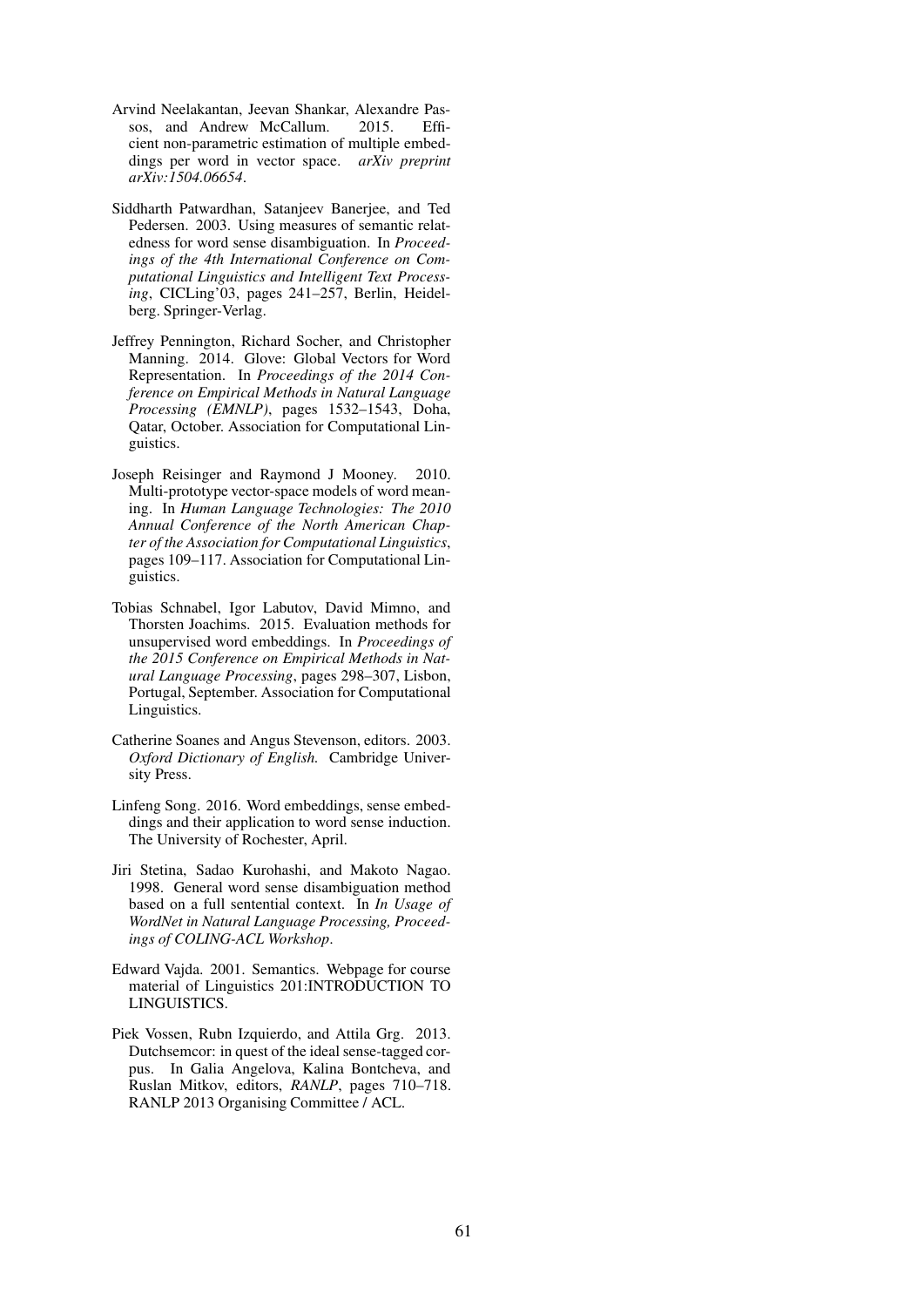Arvind Neelakantan, Jeevan Shankar, Alexandre Passos, and Andrew McCallum. 2015. Efficient non-parametric estimation of multiple embeddings per word in vector space. *arXiv preprint arXiv:1504.06654*.

Siddharth Patwardhan, Satanjeev Banerjee, and Ted Pedersen. 2003. Using measures of semantic relatedness for word sense disambiguation. In *Proceedings of the 4th International Conference on Computational Linguistics and Intelligent Text Processing*, CICLing'03, pages 241–257, Berlin, Heidelberg. Springer-Verlag.

Jeffrey Pennington, Richard Socher, and Christopher Manning. 2014. Glove: Global Vectors for Word Representation. In *Proceedings of the 2014 Conference on Empirical Methods in Natural Language Processing (EMNLP)*, pages 1532–1543, Doha, Qatar, October. Association for Computational Linguistics.

Joseph Reisinger and Raymond J Mooney. 2010. Multi-prototype vector-space models of word meaning. In *Human Language Technologies: The 2010 Annual Conference of the North American Chapter of the Association for Computational Linguistics*, pages 109–117. Association for Computational Linguistics.

Tobias Schnabel, Igor Labutov, David Mimno, and Thorsten Joachims. 2015. Evaluation methods for unsupervised word embeddings. In *Proceedings of the 2015 Conference on Empirical Methods in Natural Language Processing*, pages 298–307, Lisbon, Portugal, September. Association for Computational Linguistics.

Catherine Soanes and Angus Stevenson, editors. 2003. *Oxford Dictionary of English.* Cambridge University Press.

Linfeng Song. 2016. Word embeddings, sense embeddings and their application to word sense induction. The University of Rochester, April.

Jiri Stetina, Sadao Kurohashi, and Makoto Nagao. 1998. General word sense disambiguation method based on a full sentential context. In *In Usage of WordNet in Natural Language Processing, Proceedings of COLING-ACL Workshop*.

Edward Vajda. 2001. Semantics. Webpage for course material of Linguistics 201:INTRODUCTION TO LINGUISTICS.

Piek Vossen, Rubn Izquierdo, and Attila Grg. 2013. Dutchsemcor: in quest of the ideal sense-tagged corpus. In Galia Angelova, Kalina Bontcheva, and Ruslan Mitkov, editors, *RANLP*, pages 710–718. RANLP 2013 Organising Committee / ACL.